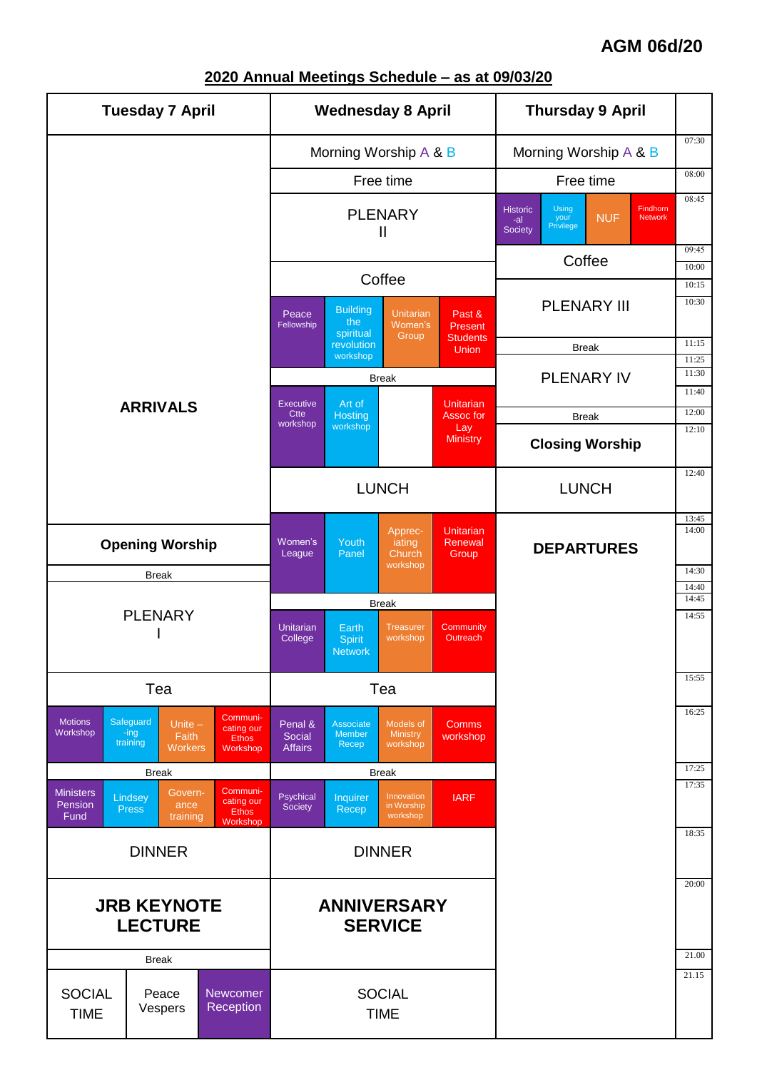**AGM 06d/20**

## 2020 Annual Meetings Schedule – as at 09/03/20

| Time | Tuesday 7 April | Wednesday 8 April | Thursday 9 April |
|---|---|---|---|
| 07:30 | ARRIVALS | Morning Worship A & B | Morning Worship A & B |
| 08:00 | | Free time | Free time |
| 08:45 | | PLENARY II | Historic-al Society / Using your Privilege / NUF / Findhorn Network |
| 09:45 | | | Coffee |
| 10:00 | | Coffee | |
| 10:15 | | Peace Fellowship / Building the spiritual revolution workshop / Unitarian Women's Group / Past & Present Students Union | PLENARY III |
| 10:30 | | | |
| 11:15 | | | Break |
| 11:25 | | Break | PLENARY IV |
| 11:30 | | Executive Ctte workshop / Art of Hosting workshop / Unitarian Assoc for Lay Ministry | |
| 11:40 | | | Break |
| 12:00 | | | Closing Worship |
| 12:10 | | | |
| 12:40 | | LUNCH | LUNCH |
| 13:45 | | Women's League / Youth Panel / Appreciating Church workshop / Unitarian Renewal Group | DEPARTURES |
| 14:00 | Opening Worship | | |
| 14:30 | Break | | |
| 14:40 | PLENARY I | Break | |
| 14:45 | | Unitarian College / Earth Spirit Network / Treasurer workshop / Community Outreach | |
| 14:55 | | | |
| 15:55 | Tea | Tea | |
| 16:25 | Motions Workshop / Safeguarding training / Unite – Faith Workers / Communicating our Ethos Workshop | Penal & Social Affairs / Associate Member Recep / Models of Ministry workshop / Comms workshop | |
| 17:25 | Break | Break | |
| 17:35 | Ministers Pension Fund / Lindsey Press / Governance training / Communicating our Ethos Workshop | Psychical Society / Inquirer Recep / Innovation in Worship workshop / IARF | |
| 18:35 | DINNER | DINNER | |
| 20:00 | JRB KEYNOTE LECTURE | ANNIVERSARY SERVICE | |
| 21.00 | Break | | |
| 21.15 | SOCIAL TIME / Peace Vespers / Newcomer Reception | SOCIAL TIME | |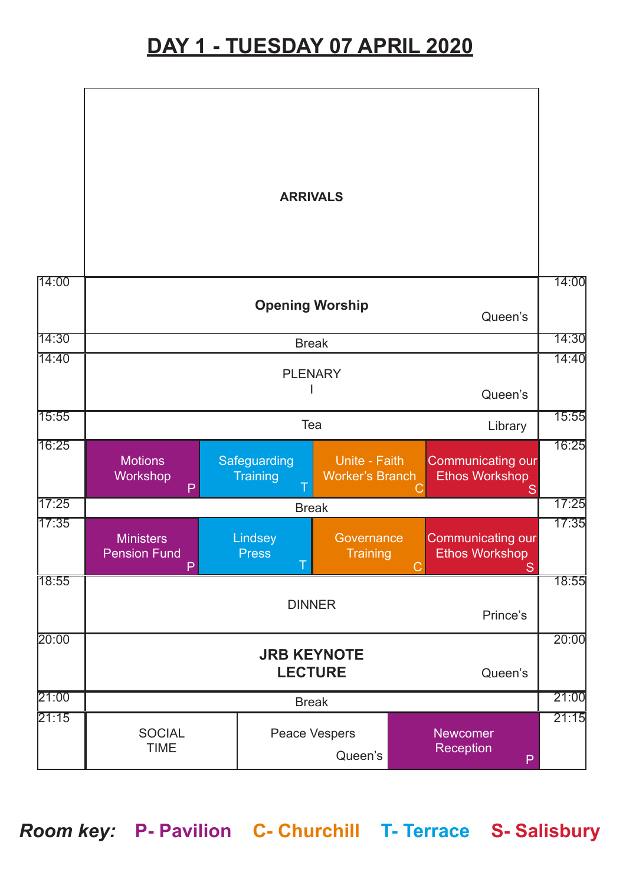# DAY 1 - TUESDAY 07 APRIL 2020

| Time | | | | |
|---|---|---|---|---|
| | **ARRIVALS** | | | |
| 14:00 | **Opening Worship** (Queen's) | | | |
| 14:30 | Break | | | |
| 14:40 | PLENARY I (Queen's) | | | |
| 15:55 | Tea (Library) | | | |
| 16:25 | Motions Workshop (P) | Safeguarding Training (T) | Unite - Faith Worker's Branch (C) | Communicating our Ethos Workshop (S) |
| 17:25 | Break | | | |
| 17:35 | Ministers Pension Fund (P) | Lindsey Press (T) | Governance Training (C) | Communicating our Ethos Workshop (S) |
| 18:55 | DINNER (Prince's) | | | |
| 20:00 | **JRB KEYNOTE LECTURE** (Queen's) | | | |
| 21:00 | Break | | | |
| 21:15 | SOCIAL TIME | Peace Vespers (Queen's) | Newcomer Reception (P) | |

***Room key:*** **P- Pavilion** **C- Churchill** **T- Terrace** **S- Salisbury**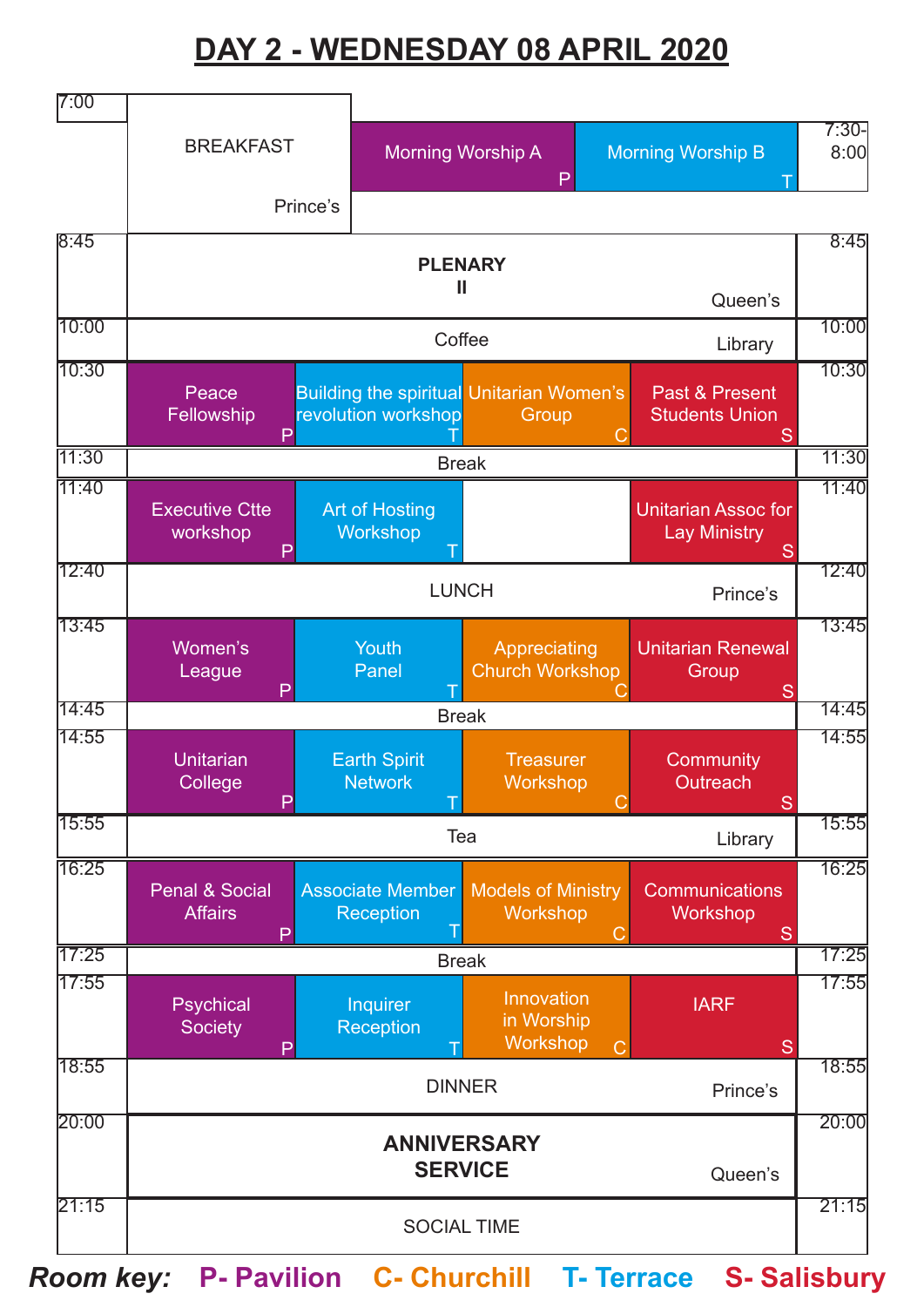# DAY 2 - WEDNESDAY 08 APRIL 2020

| Time | P - Pavilion | T - Terrace | C - Churchill | S - Salisbury |
|---|---|---|---|---|
| 7:00 | BREAKFAST (Prince's) | | | |
| 7:30-8:00 | Morning Worship A (P) | Morning Worship B (T) | | |
| 8:45 | **PLENARY II** (Queen's) | | | |
| 10:00 | Coffee (Library) | | | |
| 10:30 | Peace Fellowship (P) | Building the spiritual revolution workshop (T) | Unitarian Women's Group (C) | Past & Present Students Union (S) |
| 11:30 | Break | | | |
| 11:40 | Executive Ctte workshop (P) | Art of Hosting Workshop (T) | | Unitarian Assoc for Lay Ministry (S) |
| 12:40 | LUNCH (Prince's) | | | |
| 13:45 | Women's League (P) | Youth Panel (T) | Appreciating Church Workshop (C) | Unitarian Renewal Group (S) |
| 14:45 | Break | | | |
| 14:55 | Unitarian College (P) | Earth Spirit Network (T) | Treasurer Workshop (C) | Community Outreach (S) |
| 15:55 | Tea (Library) | | | |
| 16:25 | Penal & Social Affairs (P) | Associate Member Reception (T) | Models of Ministry Workshop (C) | Communications Workshop (S) |
| 17:25 | Break | | | |
| 17:55 | Psychical Society (P) | Inquirer Reception (T) | Innovation in Worship Workshop (C) | IARF (S) |
| 18:55 | DINNER (Prince's) | | | |
| 20:00 | **ANNIVERSARY SERVICE** (Queen's) | | | |
| 21:15 | SOCIAL TIME | | | |

***Room key:*** **P- Pavilion** **C- Churchill** **T- Terrace** **S- Salisbury**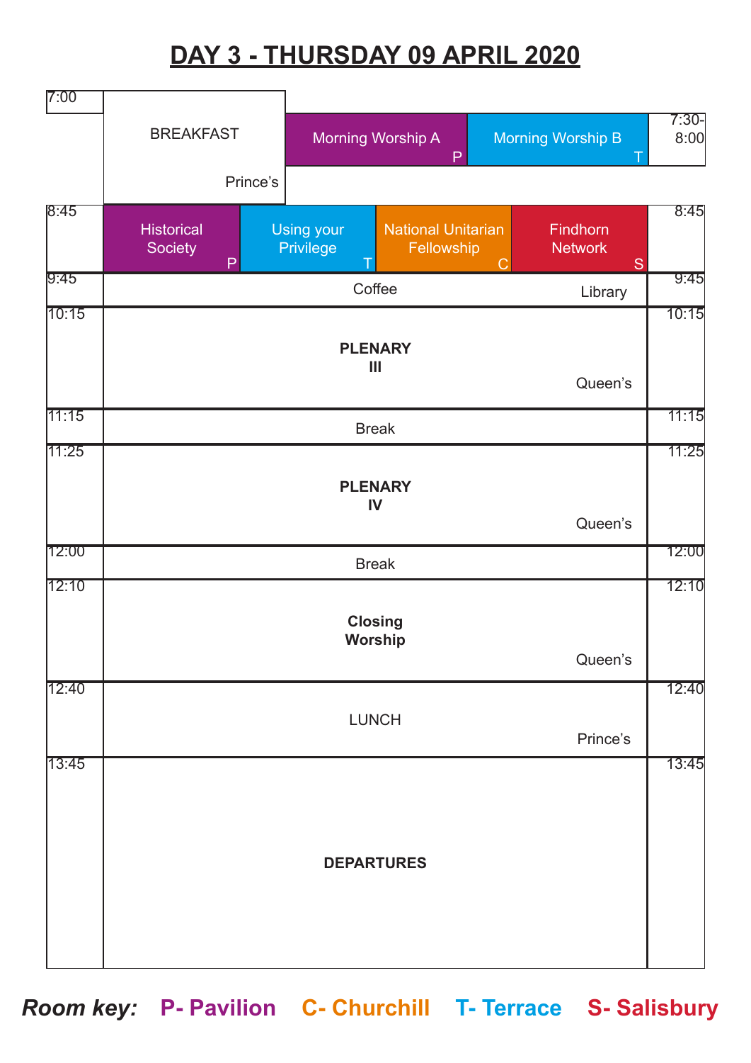# DAY 3 - THURSDAY 09 APRIL 2020

| Time | | | | | Time |
|---|---|---|---|---|---|
| 7:00 | BREAKFAST (Prince's) | Morning Worship A (P) | | Morning Worship B (T) | 7:30-8:00 |
| 8:45 | Historical Society (P) | Using your Privilege (T) | National Unitarian Fellowship (C) | Findhorn Network (S) | 8:45 |
| 9:45 | Coffee (Library) | | | | 9:45 |
| 10:15 | **PLENARY III** (Queen's) | | | | 10:15 |
| 11:15 | Break | | | | 11:15 |
| 11:25 | **PLENARY IV** (Queen's) | | | | 11:25 |
| 12:00 | Break | | | | 12:00 |
| 12:10 | **Closing Worship** (Queen's) | | | | 12:10 |
| 12:40 | LUNCH (Prince's) | | | | 12:40 |
| 13:45 | **DEPARTURES** | | | | 13:45 |

***Room key:*** **P- Pavilion** **C- Churchill** **T- Terrace** **S- Salisbury**